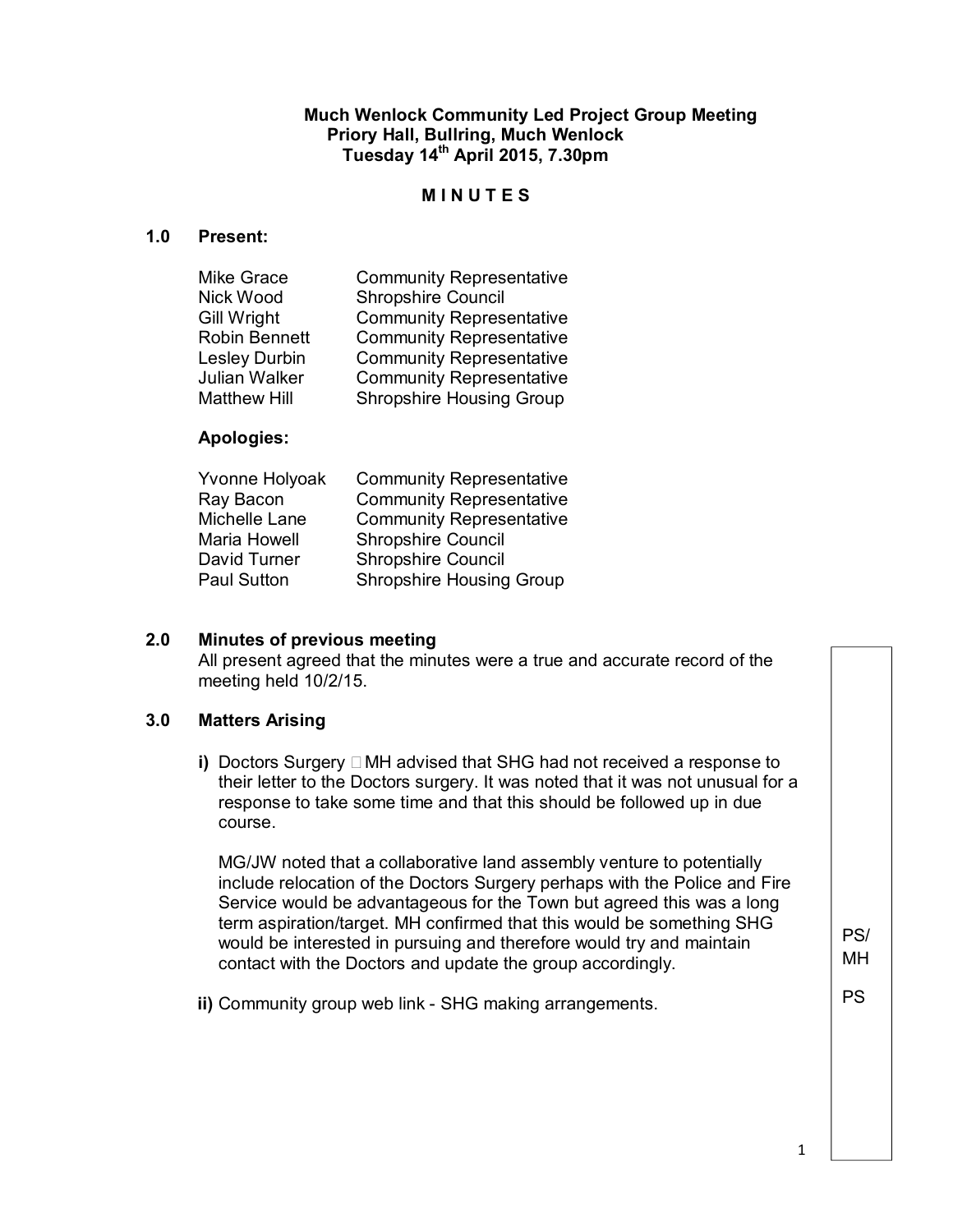**Much Wenlock Community Led Project Group Meeting**
**Priory Hall, Bullring, Much Wenlock**
**Tuesday 14th April 2015, 7.30pm**

**M I N U T E S**

## 1.0 Present:

| | |
|---|---|
| Mike Grace | Community Representative |
| Nick Wood | Shropshire Council |
| Gill Wright | Community Representative |
| Robin Bennett | Community Representative |
| Lesley Durbin | Community Representative |
| Julian Walker | Community Representative |
| Matthew Hill | Shropshire Housing Group |

**Apologies:**

| | |
|---|---|
| Yvonne Holyoak | Community Representative |
| Ray Bacon | Community Representative |
| Michelle Lane | Community Representative |
| Maria Howell | Shropshire Council |
| David Turner | Shropshire Council |
| Paul Sutton | Shropshire Housing Group |

## 2.0 Minutes of previous meeting

All present agreed that the minutes were a true and accurate record of the meeting held 10/2/15.

## 3.0 Matters Arising

**i)** Doctors Surgery  MH advised that SHG had not received a response to their letter to the Doctors surgery. It was noted that it was not unusual for a response to take some time and that this should be followed up in due course.

MG/JW noted that a collaborative land assembly venture to potentially include relocation of the Doctors Surgery perhaps with the Police and Fire Service would be advantageous for the Town but agreed this was a long term aspiration/target. MH confirmed that this would be something SHG would be interested in pursuing and therefore would try and maintain contact with the Doctors and update the group accordingly. **PS/MH**

**ii)** Community group web link - SHG making arrangements. **PS**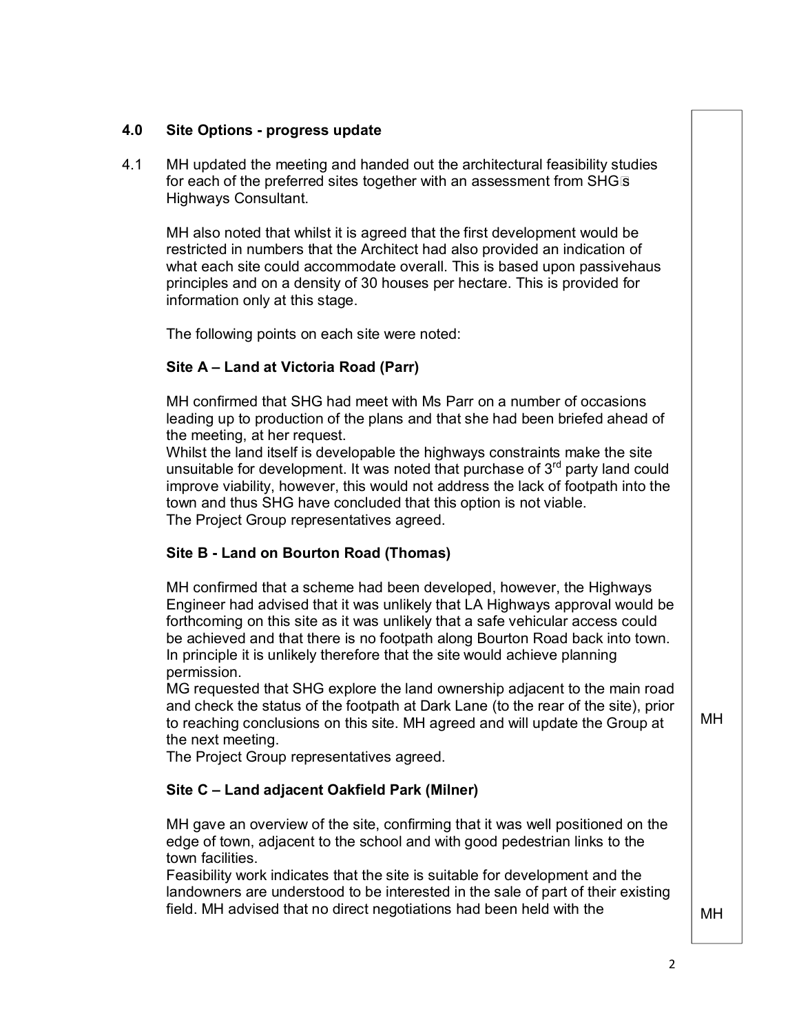## 4.0 Site Options - progress update

4.1 MH updated the meeting and handed out the architectural feasibility studies for each of the preferred sites together with an assessment from SHG's Highways Consultant.

MH also noted that whilst it is agreed that the first development would be restricted in numbers that the Architect had also provided an indication of what each site could accommodate overall. This is based upon passivehaus principles and on a density of 30 houses per hectare. This is provided for information only at this stage.

The following points on each site were noted:

**Site A – Land at Victoria Road (Parr)**

MH confirmed that SHG had meet with Ms Parr on a number of occasions leading up to production of the plans and that she had been briefed ahead of the meeting, at her request.
Whilst the land itself is developable the highways constraints make the site unsuitable for development. It was noted that purchase of 3rd party land could improve viability, however, this would not address the lack of footpath into the town and thus SHG have concluded that this option is not viable.
The Project Group representatives agreed.

**Site B - Land on Bourton Road (Thomas)**

MH confirmed that a scheme had been developed, however, the Highways Engineer had advised that it was unlikely that LA Highways approval would be forthcoming on this site as it was unlikely that a safe vehicular access could be achieved and that there is no footpath along Bourton Road back into town. In principle it is unlikely therefore that the site would achieve planning permission.
MG requested that SHG explore the land ownership adjacent to the main road and check the status of the footpath at Dark Lane (to the rear of the site), prior to reaching conclusions on this site. MH agreed and will update the Group at the next meeting. **MH**
The Project Group representatives agreed.

**Site C – Land adjacent Oakfield Park (Milner)**

MH gave an overview of the site, confirming that it was well positioned on the edge of town, adjacent to the school and with good pedestrian links to the town facilities.
Feasibility work indicates that the site is suitable for development and the landowners are understood to be interested in the sale of part of their existing field. MH advised that no direct negotiations had been held with the **MH**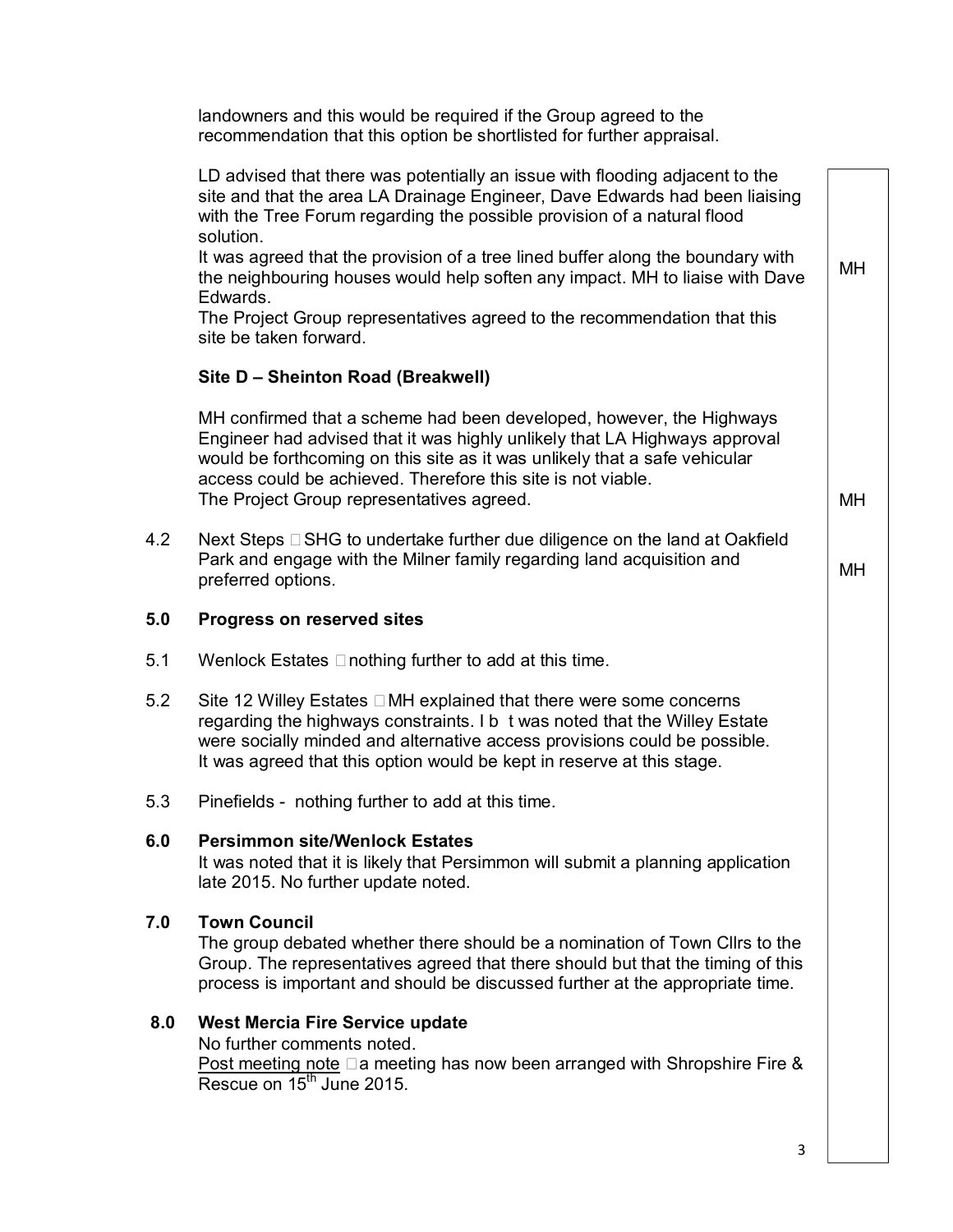landowners and this would be required if the Group agreed to the recommendation that this option be shortlisted for further appraisal.

LD advised that there was potentially an issue with flooding adjacent to the site and that the area LA Drainage Engineer, Dave Edwards had been liaising with the Tree Forum regarding the possible provision of a natural flood solution.
It was agreed that the provision of a tree lined buffer along the boundary with the neighbouring houses would help soften any impact. MH to liaise with Dave Edwards. **MH**
The Project Group representatives agreed to the recommendation that this site be taken forward.

**Site D – Sheinton Road (Breakwell)**

MH confirmed that a scheme had been developed, however, the Highways Engineer had advised that it was highly unlikely that LA Highways approval would be forthcoming on this site as it was unlikely that a safe vehicular access could be achieved. Therefore this site is not viable.
The Project Group representatives agreed. **MH**

4.2 Next Steps  SHG to undertake further due diligence on the land at Oakfield Park and engage with the Milner family regarding land acquisition and preferred options. **MH**

## 5.0 Progress on reserved sites

5.1 Wenlock Estates  nothing further to add at this time.

5.2 Site 12 Willey Estates  MH explained that there were some concerns regarding the highways constraints. I b t was noted that the Willey Estate were socially minded and alternative access provisions could be possible. It was agreed that this option would be kept in reserve at this stage.

5.3 Pinefields - nothing further to add at this time.

## 6.0 Persimmon site/Wenlock Estates

It was noted that it is likely that Persimmon will submit a planning application late 2015. No further update noted.

## 7.0 Town Council

The group debated whether there should be a nomination of Town Cllrs to the Group. The representatives agreed that there should but that the timing of this process is important and should be discussed further at the appropriate time.

## 8.0 West Mercia Fire Service update

No further comments noted.
Post meeting note  a meeting has now been arranged with Shropshire Fire & Rescue on 15th June 2015.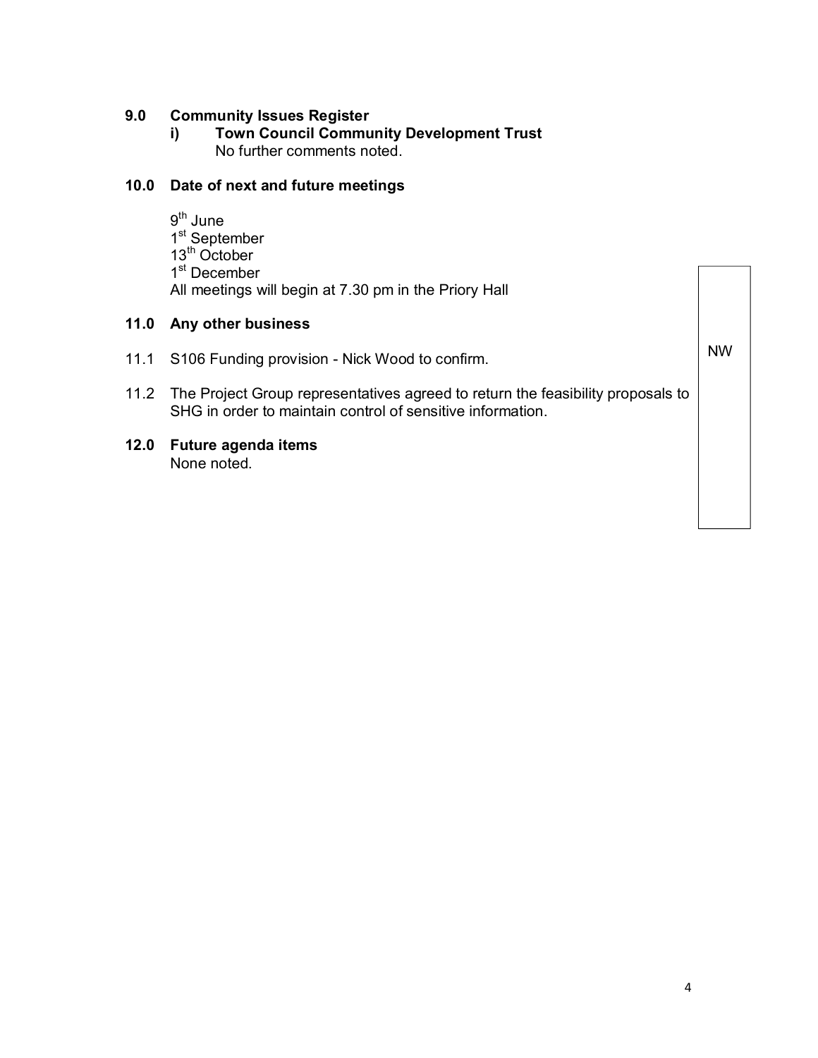## 9.0 Community Issues Register

### i) Town Council Community Development Trust

No further comments noted.

## 10.0 Date of next and future meetings

9th June
1st September
13th October
1st December
All meetings will begin at 7.30 pm in the Priory Hall

## 11.0 Any other business

11.1 S106 Funding provision - Nick Wood to confirm. **NW**

11.2 The Project Group representatives agreed to return the feasibility proposals to SHG in order to maintain control of sensitive information.

## 12.0 Future agenda items

None noted.